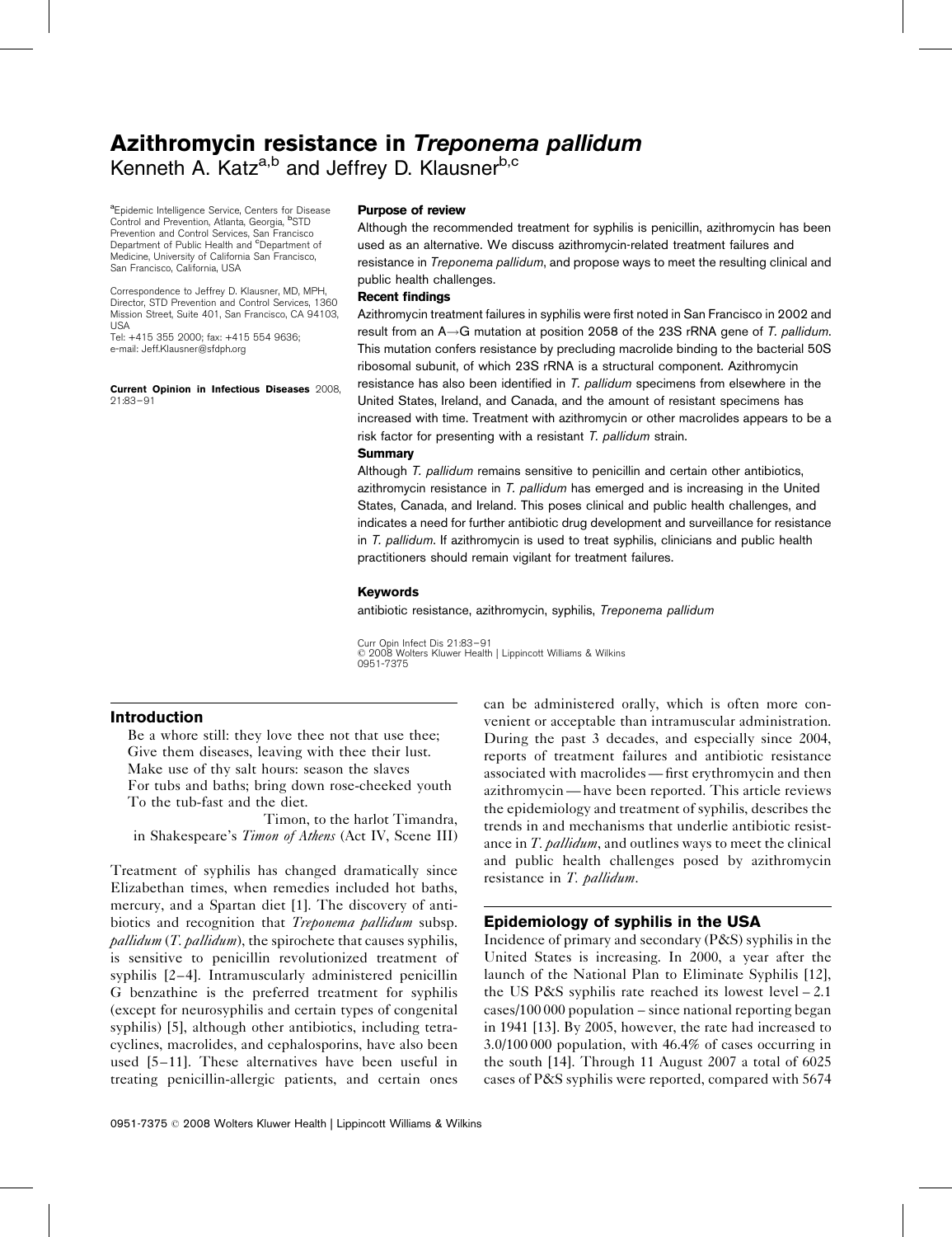# Azithromycin resistance in *Treponema pallidum*

Kenneth A. Katz[a,b] and Jeffrey D. Klausner[b,c]

[a]Epidemic Intelligence Service, Centers for Disease Control and Prevention, Atlanta, Georgia, [b]STD Prevention and Control Services, San Francisco Department of Public Health and [c]Department of Medicine, University of California San Francisco, San Francisco, California, USA

Correspondence to Jeffrey D. Klausner, MD, MPH, Director, STD Prevention and Control Services, 1360 Mission Street, Suite 401, San Francisco, CA 94103, USA
Tel: +415 355 2000; fax: +415 554 9636;
e-mail: Jeff.Klausner@sfdph.org

**Current Opinion in Infectious Diseases** 2008, 21:83–91

### Purpose of review

Although the recommended treatment for syphilis is penicillin, azithromycin has been used as an alternative. We discuss azithromycin-related treatment failures and resistance in *Treponema pallidum*, and propose ways to meet the resulting clinical and public health challenges.

### Recent findings

Azithromycin treatment failures in syphilis were first noted in San Francisco in 2002 and result from an A→G mutation at position 2058 of the 23S rRNA gene of *T. pallidum*. This mutation confers resistance by precluding macrolide binding to the bacterial 50S ribosomal subunit, of which 23S rRNA is a structural component. Azithromycin resistance has also been identified in *T. pallidum* specimens from elsewhere in the United States, Ireland, and Canada, and the amount of resistant specimens has increased with time. Treatment with azithromycin or other macrolides appears to be a risk factor for presenting with a resistant *T. pallidum* strain.

### Summary

Although *T. pallidum* remains sensitive to penicillin and certain other antibiotics, azithromycin resistance in *T. pallidum* has emerged and is increasing in the United States, Canada, and Ireland. This poses clinical and public health challenges, and indicates a need for further antibiotic drug development and surveillance for resistance in *T. pallidum*. If azithromycin is used to treat syphilis, clinicians and public health practitioners should remain vigilant for treatment failures.

### Keywords

antibiotic resistance, azithromycin, syphilis, *Treponema pallidum*

Curr Opin Infect Dis 21:83–91
© 2008 Wolters Kluwer Health | Lippincott Williams & Wilkins
0951-7375

## Introduction

Be a whore still: they love thee not that use thee;
Give them diseases, leaving with thee their lust.
Make use of thy salt hours: season the slaves
For tubs and baths; bring down rose-cheeked youth
To the tub-fast and the diet.

Timon, to the harlot Timandra, in Shakespeare's *Timon of Athens* (Act IV, Scene III)

Treatment of syphilis has changed dramatically since Elizabethan times, when remedies included hot baths, mercury, and a Spartan diet [1]. The discovery of antibiotics and recognition that *Treponema pallidum* subsp. *pallidum* (*T. pallidum*), the spirochete that causes syphilis, is sensitive to penicillin revolutionized treatment of syphilis [2–4]. Intramuscularly administered penicillin G benzathine is the preferred treatment for syphilis (except for neurosyphilis and certain types of congenital syphilis) [5], although other antibiotics, including tetracyclines, macrolides, and cephalosporins, have also been used [5–11]. These alternatives have been useful in treating penicillin-allergic patients, and certain ones can be administered orally, which is often more convenient or acceptable than intramuscular administration. During the past 3 decades, and especially since 2004, reports of treatment failures and antibiotic resistance associated with macrolides — first erythromycin and then azithromycin — have been reported. This article reviews the epidemiology and treatment of syphilis, describes the trends in and mechanisms that underlie antibiotic resistance in *T. pallidum*, and outlines ways to meet the clinical and public health challenges posed by azithromycin resistance in *T. pallidum*.

## Epidemiology of syphilis in the USA

Incidence of primary and secondary (P&S) syphilis in the United States is increasing. In 2000, a year after the launch of the National Plan to Eliminate Syphilis [12], the US P&S syphilis rate reached its lowest level – 2.1 cases/100 000 population – since national reporting began in 1941 [13]. By 2005, however, the rate had increased to 3.0/100 000 population, with 46.4% of cases occurring in the south [14]. Through 11 August 2007 a total of 6025 cases of P&S syphilis were reported, compared with 5674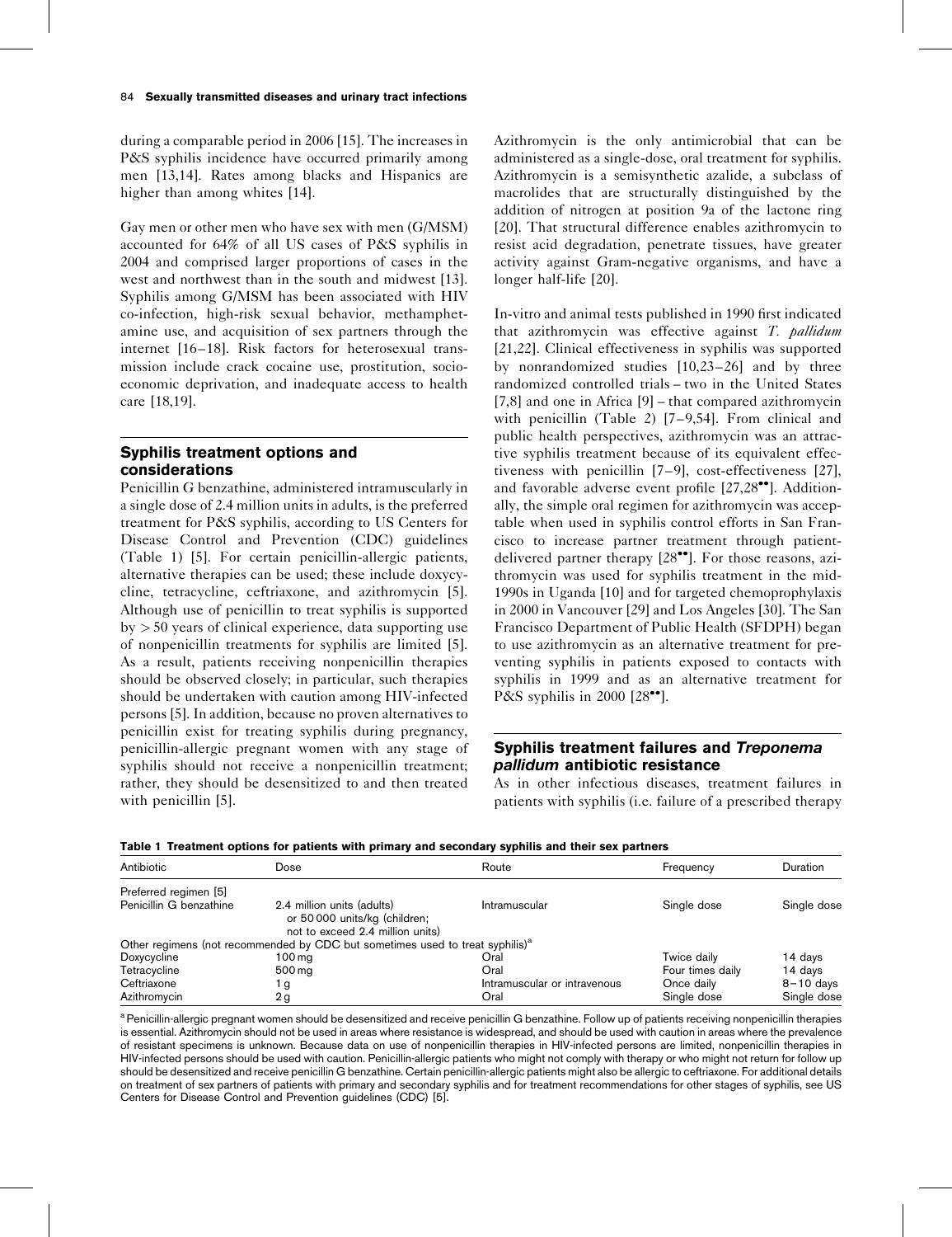during a comparable period in 2006 [15]. The increases in P&S syphilis incidence have occurred primarily among men [13,14]. Rates among blacks and Hispanics are higher than among whites [14].

Gay men or other men who have sex with men (G/MSM) accounted for 64% of all US cases of P&S syphilis in 2004 and comprised larger proportions of cases in the west and northwest than in the south and midwest [13]. Syphilis among G/MSM has been associated with HIV co-infection, high-risk sexual behavior, methamphetamine use, and acquisition of sex partners through the internet [16–18]. Risk factors for heterosexual transmission include crack cocaine use, prostitution, socioeconomic deprivation, and inadequate access to health care [18,19].

## Syphilis treatment options and considerations

Penicillin G benzathine, administered intramuscularly in a single dose of 2.4 million units in adults, is the preferred treatment for P&S syphilis, according to US Centers for Disease Control and Prevention (CDC) guidelines (Table 1) [5]. For certain penicillin-allergic patients, alternative therapies can be used; these include doxycycline, tetracycline, ceftriaxone, and azithromycin [5]. Although use of penicillin to treat syphilis is supported by > 50 years of clinical experience, data supporting use of nonpenicillin treatments for syphilis are limited [5]. As a result, patients receiving nonpenicillin therapies should be observed closely; in particular, such therapies should be undertaken with caution among HIV-infected persons [5]. In addition, because no proven alternatives to penicillin exist for treating syphilis during pregnancy, penicillin-allergic pregnant women with any stage of syphilis should not receive a nonpenicillin treatment; rather, they should be desensitized to and then treated with penicillin [5].

Azithromycin is the only antimicrobial that can be administered as a single-dose, oral treatment for syphilis. Azithromycin is a semisynthetic azalide, a subclass of macrolides that are structurally distinguished by the addition of nitrogen at position 9a of the lactone ring [20]. That structural difference enables azithromycin to resist acid degradation, penetrate tissues, have greater activity against Gram-negative organisms, and have a longer half-life [20].

In-vitro and animal tests published in 1990 first indicated that azithromycin was effective against *T. pallidum* [21,22]. Clinical effectiveness in syphilis was supported by nonrandomized studies [10,23–26] and by three randomized controlled trials – two in the United States [7,8] and one in Africa [9] – that compared azithromycin with penicillin (Table 2) [7–9,54]. From clinical and public health perspectives, azithromycin was an attractive syphilis treatment because of its equivalent effectiveness with penicillin [7–9], cost-effectiveness [27], and favorable adverse event profile [27,28••]. Additionally, the simple oral regimen for azithromycin was acceptable when used in syphilis control efforts in San Francisco to increase partner treatment through patient-delivered partner therapy [28••]. For those reasons, azithromycin was used for syphilis treatment in the mid-1990s in Uganda [10] and for targeted chemoprophylaxis in 2000 in Vancouver [29] and Los Angeles [30]. The San Francisco Department of Public Health (SFDPH) began to use azithromycin as an alternative treatment for preventing syphilis in patients exposed to contacts with syphilis in 1999 and as an alternative treatment for P&S syphilis in 2000 [28••].

## Syphilis treatment failures and *Treponema pallidum* antibiotic resistance

As in other infectious diseases, treatment failures in patients with syphilis (i.e. failure of a prescribed therapy

**Table 1 Treatment options for patients with primary and secondary syphilis and their sex partners**

| Antibiotic | Dose | Route | Frequency | Duration |
|---|---|---|---|---|
| Preferred regimen [5] | | | | |
| Penicillin G benzathine | 2.4 million units (adults) or 50 000 units/kg (children; not to exceed 2.4 million units) | Intramuscular | Single dose | Single dose |
| Other regimens (not recommended by CDC but sometimes used to treat syphilis)[a] | | | | |
| Doxycycline | 100 mg | Oral | Twice daily | 14 days |
| Tetracycline | 500 mg | Oral | Four times daily | 14 days |
| Ceftriaxone | 1 g | Intramuscular or intravenous | Once daily | 8–10 days |
| Azithromycin | 2 g | Oral | Single dose | Single dose |

[a] Penicillin-allergic pregnant women should be desensitized and receive penicillin G benzathine. Follow up of patients receiving nonpenicillin therapies is essential. Azithromycin should not be used in areas where resistance is widespread, and should be used with caution in areas where the prevalence of resistant specimens is unknown. Because data on use of nonpenicillin therapies in HIV-infected persons are limited, nonpenicillin therapies in HIV-infected persons should be used with caution. Penicillin-allergic patients who might not comply with therapy or who might not return for follow up should be desensitized and receive penicillin G benzathine. Certain penicillin-allergic patients might also be allergic to ceftriaxone. For additional details on treatment of sex partners of patients with primary and secondary syphilis and for treatment recommendations for other stages of syphilis, see US Centers for Disease Control and Prevention guidelines (CDC) [5].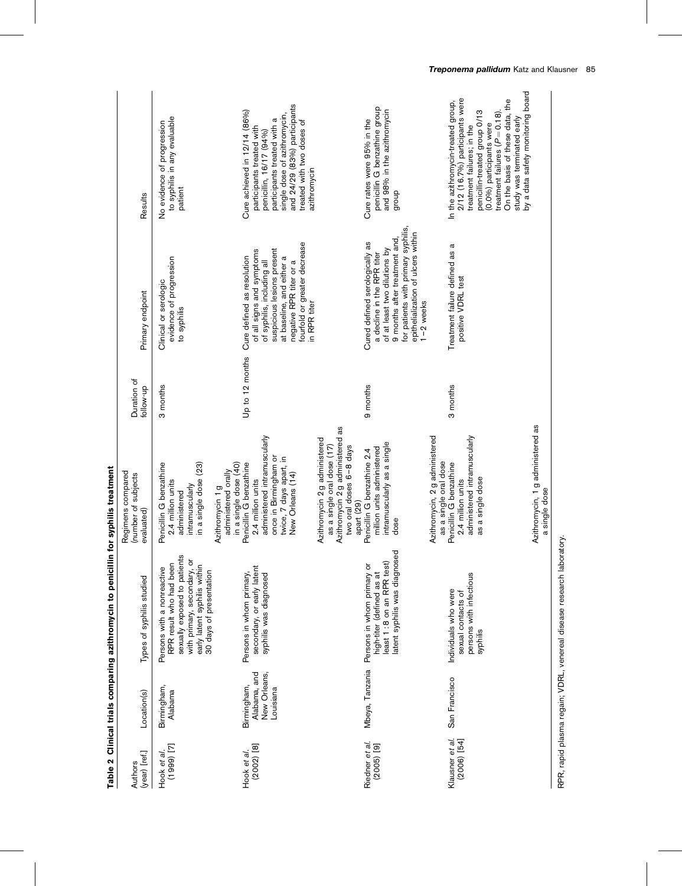**Table 2 Clinical trials comparing azithromycin to penicillin for syphilis treatment**

| Authors (year) [ref.] | Location(s) | Types of syphilis studied | Regimens compared (number of subjects evaluated) | Duration of follow-up | Primary endpoint | Results |
|---|---|---|---|---|---|---|
| Hook *et al.* (1999) [7] | Birmingham, Alabama | Persons with a nonreactive RPR result who had been sexually exposed to patients with primary, secondary, or early latent syphilis within 30 days of presentation | Penicillin G benzathine 2.4 million units administered intramuscularly in a single dose (23)<br>Azithromycin 1 g administered orally in a single dose (40) | 3 months | Clinical or serologic evidence of progression to syphilis | No evidence of progression to syphilis in any evaluable patient |
| Hook *et al.* (2002) [8] | Birmingham, Alabama, and New Orleans, Louisiana | Persons in whom primary, secondary, or early latent syphilis was diagnosed | Penicillin G benzathine 2.4 million units administered intramuscularly once in Birmingham or twice, 7 days apart, in New Orleans (14)<br>Azithromycin 2 g administered as a single oral dose (17)<br>Azithromycin 2 g administered as two oral doses 6–8 days apart (29) | Up to 12 months | Cure defined as resolution of all signs and symptoms of syphilis, including all suspicious lesions present at baseline, and either a negative RPR titer or a fourfold or greater decrease in RPR titer | Cure achieved in 12/14 (86%) participants treated with penicillin, 16/17 (94%) participants treated with a single dose of azithromycin, and 24/29 (83%) participants treated with two doses of azithromycin |
| Riedner *et al.* (2005) [9] | Mbeya, Tanzania | Persons in whom primary or high-titer (defined as at least 1 : 8 on an RPR test) latent syphilis was diagnosed | Penicillin G benzathine 2.4 million units administered intramuscularly as a single dose<br>Azithromycin, 2 g administered as a single oral dose | 9 months | Cured defined serologically as a decline in the RPR titer of at least two dilutions by 9 months after treatment and, for patients with primary syphilis, epithelialization of ulcers within 1–2 weeks | Cure rates were 95% in the penicillin G benzathine group and 98% in the azithromycin group |
| Klausner *et al.* (2006) [54] | San Francisco | Individuals who were sexual contacts of persons with infectious syphilis | Penicillin G benzathine 2.4 million units administered intramuscularly as a single dose<br>Azithromycin, 1 g administered as a single dose | 3 months | Treatment failure defined as a positive VDRL test | In the azithromycin-treated group, 2/12 (16.7%) participants were treatment failures; in the penicillin-treated group 0/13 (0.0%) participants were treatment failures ($P = 0.18$). On the basis of these data, the study was terminated early by a data safety monitoring board |

RPR, rapid plasma regain; VDRL, venereal disease research laboratory.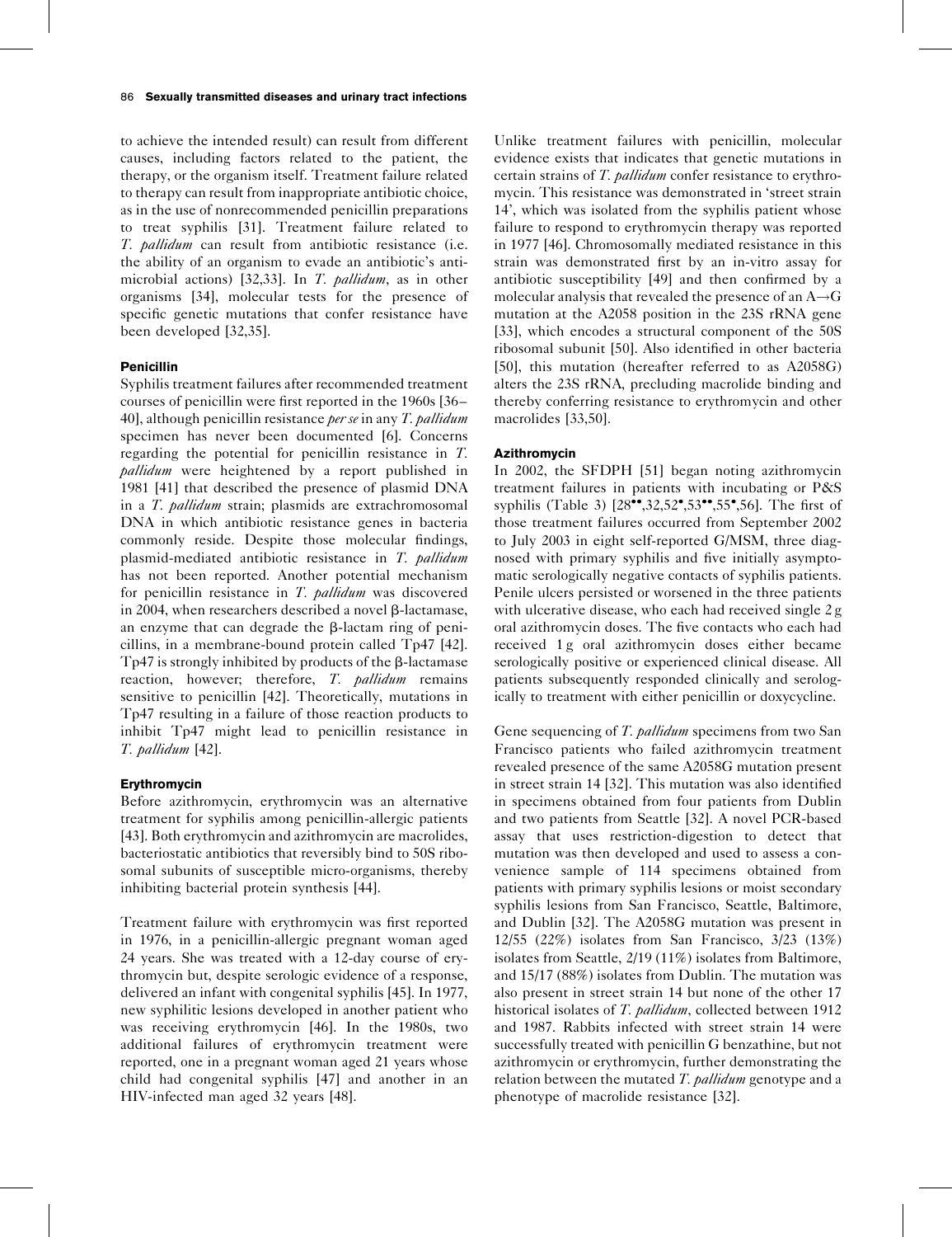to achieve the intended result) can result from different causes, including factors related to the patient, the therapy, or the organism itself. Treatment failure related to therapy can result from inappropriate antibiotic choice, as in the use of nonrecommended penicillin preparations to treat syphilis [31]. Treatment failure related to *T. pallidum* can result from antibiotic resistance (i.e. the ability of an organism to evade an antibiotic's antimicrobial actions) [32,33]. In *T. pallidum*, as in other organisms [34], molecular tests for the presence of specific genetic mutations that confer resistance have been developed [32,35].

### Penicillin

Syphilis treatment failures after recommended treatment courses of penicillin were first reported in the 1960s [36–40], although penicillin resistance *per se* in any *T. pallidum* specimen has never been documented [6]. Concerns regarding the potential for penicillin resistance in *T. pallidum* were heightened by a report published in 1981 [41] that described the presence of plasmid DNA in a *T. pallidum* strain; plasmids are extrachromosomal DNA in which antibiotic resistance genes in bacteria commonly reside. Despite those molecular findings, plasmid-mediated antibiotic resistance in *T. pallidum* has not been reported. Another potential mechanism for penicillin resistance in *T. pallidum* was discovered in 2004, when researchers described a novel β-lactamase, an enzyme that can degrade the β-lactam ring of penicillins, in a membrane-bound protein called Tp47 [42]. Tp47 is strongly inhibited by products of the β-lactamase reaction, however; therefore, *T. pallidum* remains sensitive to penicillin [42]. Theoretically, mutations in Tp47 resulting in a failure of those reaction products to inhibit Tp47 might lead to penicillin resistance in *T. pallidum* [42].

### Erythromycin

Before azithromycin, erythromycin was an alternative treatment for syphilis among penicillin-allergic patients [43]. Both erythromycin and azithromycin are macrolides, bacteriostatic antibiotics that reversibly bind to 50S ribosomal subunits of susceptible micro-organisms, thereby inhibiting bacterial protein synthesis [44].

Treatment failure with erythromycin was first reported in 1976, in a penicillin-allergic pregnant woman aged 24 years. She was treated with a 12-day course of erythromycin but, despite serologic evidence of a response, delivered an infant with congenital syphilis [45]. In 1977, new syphilitic lesions developed in another patient who was receiving erythromycin [46]. In the 1980s, two additional failures of erythromycin treatment were reported, one in a pregnant woman aged 21 years whose child had congenital syphilis [47] and another in an HIV-infected man aged 32 years [48].

Unlike treatment failures with penicillin, molecular evidence exists that indicates that genetic mutations in certain strains of *T. pallidum* confer resistance to erythromycin. This resistance was demonstrated in 'street strain 14', which was isolated from the syphilis patient whose failure to respond to erythromycin therapy was reported in 1977 [46]. Chromosomally mediated resistance in this strain was demonstrated first by an in-vitro assay for antibiotic susceptibility [49] and then confirmed by a molecular analysis that revealed the presence of an A→G mutation at the A2058 position in the 23S rRNA gene [33], which encodes a structural component of the 50S ribosomal subunit [50]. Also identified in other bacteria [50], this mutation (hereafter referred to as A2058G) alters the 23S rRNA, precluding macrolide binding and thereby conferring resistance to erythromycin and other macrolides [33,50].

### Azithromycin

In 2002, the SFDPH [51] began noting azithromycin treatment failures in patients with incubating or P&S syphilis (Table 3) [28••,32,52•,53••,55•,56]. The first of those treatment failures occurred from September 2002 to July 2003 in eight self-reported G/MSM, three diagnosed with primary syphilis and five initially asymptomatic serologically negative contacts of syphilis patients. Penile ulcers persisted or worsened in the three patients with ulcerative disease, who each had received single 2 g oral azithromycin doses. The five contacts who each had received 1 g oral azithromycin doses either became serologically positive or experienced clinical disease. All patients subsequently responded clinically and serologically to treatment with either penicillin or doxycycline.

Gene sequencing of *T. pallidum* specimens from two San Francisco patients who failed azithromycin treatment revealed presence of the same A2058G mutation present in street strain 14 [32]. This mutation was also identified in specimens obtained from four patients from Dublin and two patients from Seattle [32]. A novel PCR-based assay that uses restriction-digestion to detect that mutation was then developed and used to assess a convenience sample of 114 specimens obtained from patients with primary syphilis lesions or moist secondary syphilis lesions from San Francisco, Seattle, Baltimore, and Dublin [32]. The A2058G mutation was present in 12/55 (22%) isolates from San Francisco, 3/23 (13%) isolates from Seattle, 2/19 (11%) isolates from Baltimore, and 15/17 (88%) isolates from Dublin. The mutation was also present in street strain 14 but none of the other 17 historical isolates of *T. pallidum*, collected between 1912 and 1987. Rabbits infected with street strain 14 were successfully treated with penicillin G benzathine, but not azithromycin or erythromycin, further demonstrating the relation between the mutated *T. pallidum* genotype and a phenotype of macrolide resistance [32].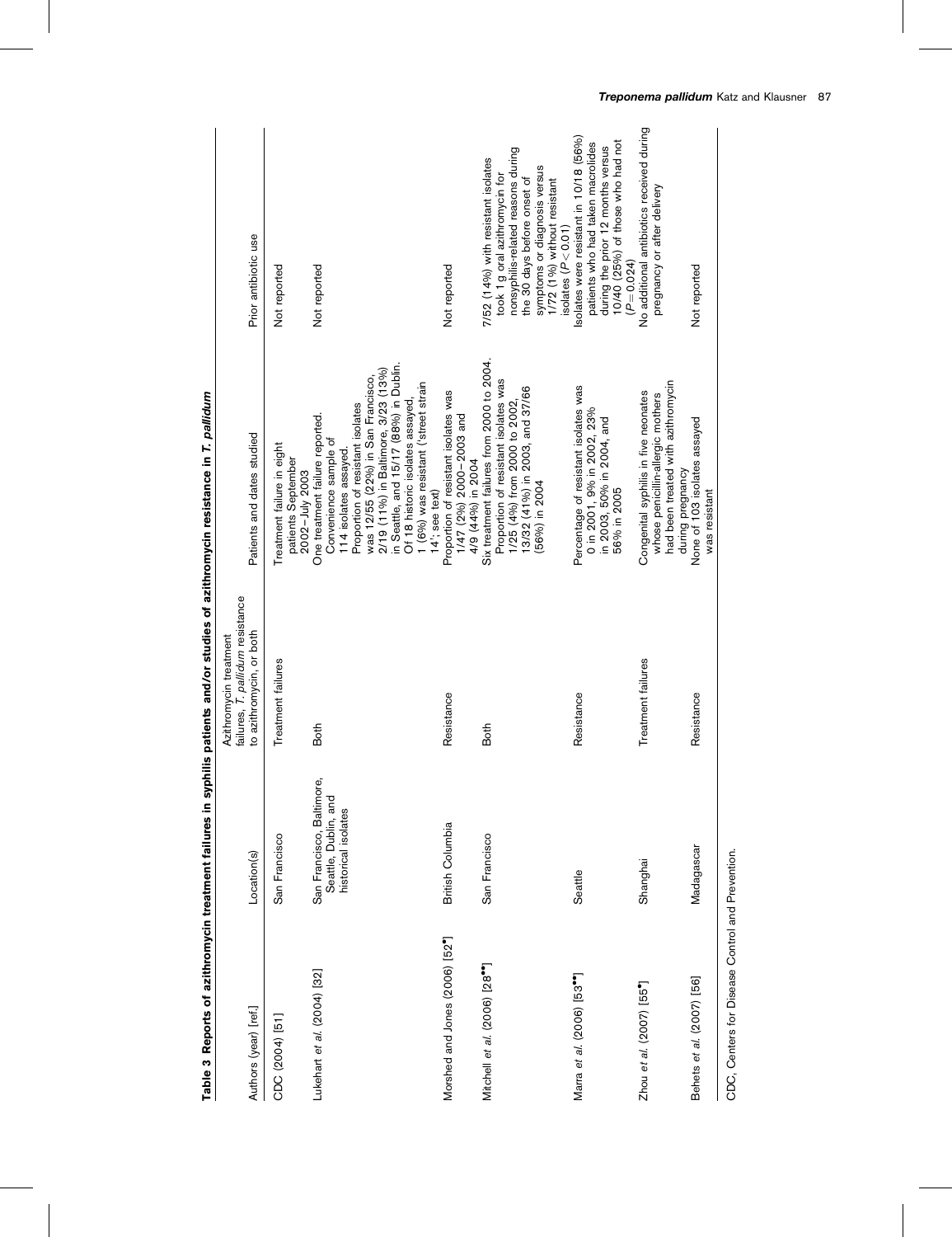**Table 3 Reports of azithromycin treatment failures in syphilis patients and/or studies of azithromycin resistance in *T. pallidum***

| Authors (year) [ref.] | Location(s) | Azithromycin treatment failures, *T. pallidum* resistance to azithromycin, or both | Patients and dates studied | Prior antibiotic use |
|---|---|---|---|---|
| CDC (2004) [51] | San Francisco | Treatment failures | Treatment failure in eight patients September 2002–July 2003 | Not reported |
| Lukehart *et al.* (2004) [32] | San Francisco, Baltimore, Seattle, Dublin, and historical isolates | Both | One treatment failure reported. Convenience sample of 114 isolates assayed. Proportion of resistant isolates was 12/55 (22%) in San Francisco, 2/19 (11%) in Baltimore, 3/23 (13%) in Seattle, and 15/17 (88%) in Dublin. Of 18 historic isolates assayed, 1 (6%) was resistant ('street strain 14'; see text) | Not reported |
| Morshed and Jones (2006) [52•] | British Columbia | Resistance | Proportion of resistant isolates was 1/47 (2%) 2000–2003 and 4/9 (44%) in 2004 | Not reported |
| Mitchell *et al.* (2006) [28••] | San Francisco | Both | Six treatment failures from 2000 to 2004. Proportion of resistant isolates was 1/25 (4%) from 2000 to 2002, 13/32 (41%) in 2003, and 37/66 (56%) in 2004 | 7/52 (14%) with resistant isolates took 1 g oral azithromycin for nonsyphilis-related reasons during the 30 days before onset of symptoms or diagnosis versus 1/72 (1%) without resistant isolates ($P < 0.01$) |
| Marra *et al.* (2006) [53••] | Seattle | Resistance | Percentage of resistant isolates was 0 in 2001, 9% in 2002, 23% in 2003, 50% in 2004, and 56% in 2005 | Isolates were resistant in 10/18 (56%) patients who had taken macrolides during the prior 12 months versus 10/40 (25%) of those who had not ($P = 0.024$) |
| Zhou *et al.* (2007) [55•] | Shanghai | Treatment failures | Congenital syphilis in five neonates whose penicillin-allergic mothers had been treated with azithromycin during pregnancy | No additional antibiotics received during pregnancy or after delivery |
| Behets *et al.* (2007) [56] | Madagascar | Resistance | None of 103 isolates assayed was resistant | Not reported |

CDC, Centers for Disease Control and Prevention.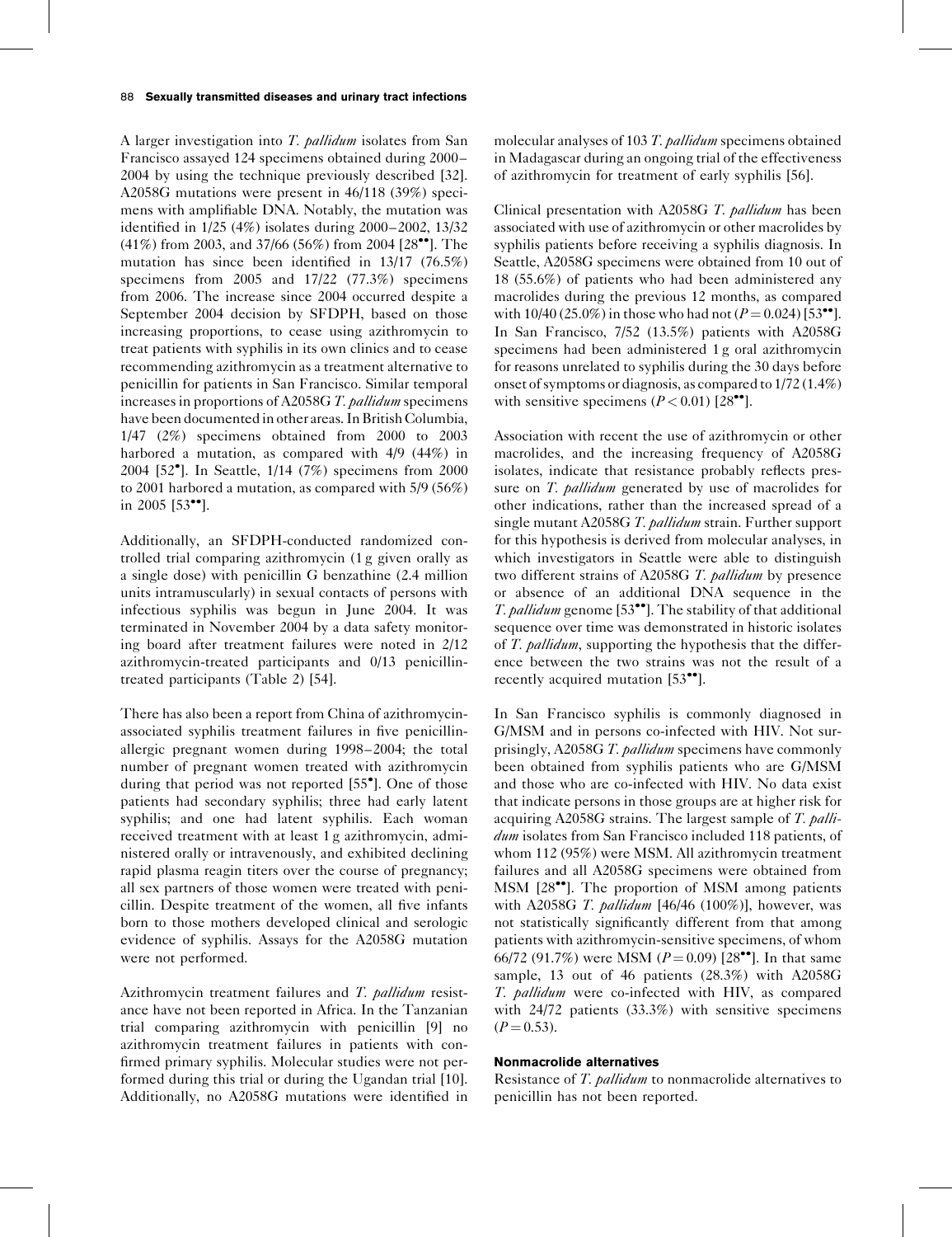A larger investigation into *T. pallidum* isolates from San Francisco assayed 124 specimens obtained during 2000–2004 by using the technique previously described [32]. A2058G mutations were present in 46/118 (39%) specimens with amplifiable DNA. Notably, the mutation was identified in 1/25 (4%) isolates during 2000–2002, 13/32 (41%) from 2003, and 37/66 (56%) from 2004 [28••]. The mutation has since been identified in 13/17 (76.5%) specimens from 2005 and 17/22 (77.3%) specimens from 2006. The increase since 2004 occurred despite a September 2004 decision by SFDPH, based on those increasing proportions, to cease using azithromycin to treat patients with syphilis in its own clinics and to cease recommending azithromycin as a treatment alternative to penicillin for patients in San Francisco. Similar temporal increases in proportions of A2058G *T. pallidum* specimens have been documented in other areas. In British Columbia, 1/47 (2%) specimens obtained from 2000 to 2003 harbored a mutation, as compared with 4/9 (44%) in 2004 [52•]. In Seattle, 1/14 (7%) specimens from 2000 to 2001 harbored a mutation, as compared with 5/9 (56%) in 2005 [53••].

Additionally, an SFDPH-conducted randomized controlled trial comparing azithromycin (1 g given orally as a single dose) with penicillin G benzathine (2.4 million units intramuscularly) in sexual contacts of persons with infectious syphilis was begun in June 2004. It was terminated in November 2004 by a data safety monitoring board after treatment failures were noted in 2/12 azithromycin-treated participants and 0/13 penicillin-treated participants (Table 2) [54].

There has also been a report from China of azithromycin-associated syphilis treatment failures in five penicillin-allergic pregnant women during 1998–2004; the total number of pregnant women treated with azithromycin during that period was not reported [55•]. One of those patients had secondary syphilis; three had early latent syphilis; and one had latent syphilis. Each woman received treatment with at least 1 g azithromycin, administered orally or intravenously, and exhibited declining rapid plasma reagin titers over the course of pregnancy; all sex partners of those women were treated with penicillin. Despite treatment of the women, all five infants born to those mothers developed clinical and serologic evidence of syphilis. Assays for the A2058G mutation were not performed.

Azithromycin treatment failures and *T. pallidum* resistance have not been reported in Africa. In the Tanzanian trial comparing azithromycin with penicillin [9] no azithromycin treatment failures in patients with confirmed primary syphilis. Molecular studies were not performed during this trial or during the Ugandan trial [10]. Additionally, no A2058G mutations were identified in molecular analyses of 103 *T. pallidum* specimens obtained in Madagascar during an ongoing trial of the effectiveness of azithromycin for treatment of early syphilis [56].

Clinical presentation with A2058G *T. pallidum* has been associated with use of azithromycin or other macrolides by syphilis patients before receiving a syphilis diagnosis. In Seattle, A2058G specimens were obtained from 10 out of 18 (55.6%) of patients who had been administered any macrolides during the previous 12 months, as compared with 10/40 (25.0%) in those who had not ($P = 0.024$) [53••]. In San Francisco, 7/52 (13.5%) patients with A2058G specimens had been administered 1 g oral azithromycin for reasons unrelated to syphilis during the 30 days before onset of symptoms or diagnosis, as compared to 1/72 (1.4%) with sensitive specimens ($P < 0.01$) [28••].

Association with recent the use of azithromycin or other macrolides, and the increasing frequency of A2058G isolates, indicate that resistance probably reflects pressure on *T. pallidum* generated by use of macrolides for other indications, rather than the increased spread of a single mutant A2058G *T. pallidum* strain. Further support for this hypothesis is derived from molecular analyses, in which investigators in Seattle were able to distinguish two different strains of A2058G *T. pallidum* by presence or absence of an additional DNA sequence in the *T. pallidum* genome [53••]. The stability of that additional sequence over time was demonstrated in historic isolates of *T. pallidum*, supporting the hypothesis that the difference between the two strains was not the result of a recently acquired mutation [53••].

In San Francisco syphilis is commonly diagnosed in G/MSM and in persons co-infected with HIV. Not surprisingly, A2058G *T. pallidum* specimens have commonly been obtained from syphilis patients who are G/MSM and those who are co-infected with HIV. No data exist that indicate persons in those groups are at higher risk for acquiring A2058G strains. The largest sample of *T. pallidum* isolates from San Francisco included 118 patients, of whom 112 (95%) were MSM. All azithromycin treatment failures and all A2058G specimens were obtained from MSM [28••]. The proportion of MSM among patients with A2058G *T. pallidum* [46/46 (100%)], however, was not statistically significantly different from that among patients with azithromycin-sensitive specimens, of whom 66/72 (91.7%) were MSM ($P = 0.09$) [28••]. In that same sample, 13 out of 46 patients (28.3%) with A2058G *T. pallidum* were co-infected with HIV, as compared with 24/72 patients (33.3%) with sensitive specimens ($P = 0.53$).

### Nonmacrolide alternatives

Resistance of *T. pallidum* to nonmacrolide alternatives to penicillin has not been reported.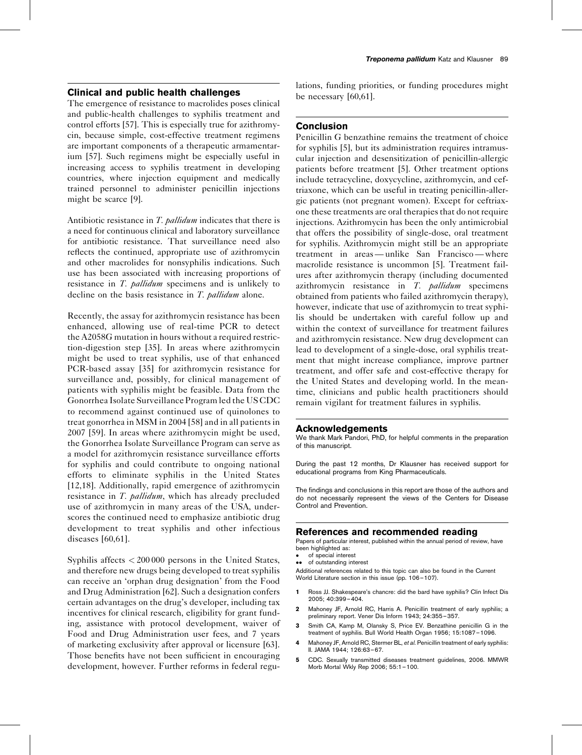## Clinical and public health challenges

The emergence of resistance to macrolides poses clinical and public-health challenges to syphilis treatment and control efforts [57]. This is especially true for azithromycin, because simple, cost-effective treatment regimens are important components of a therapeutic armamentarium [57]. Such regimens might be especially useful in increasing access to syphilis treatment in developing countries, where injection equipment and medically trained personnel to administer penicillin injections might be scarce [9].

Antibiotic resistance in *T. pallidum* indicates that there is a need for continuous clinical and laboratory surveillance for antibiotic resistance. That surveillance need also reflects the continued, appropriate use of azithromycin and other macrolides for nonsyphilis indications. Such use has been associated with increasing proportions of resistance in *T. pallidum* specimens and is unlikely to decline on the basis resistance in *T. pallidum* alone.

Recently, the assay for azithromycin resistance has been enhanced, allowing use of real-time PCR to detect the A2058G mutation in hours without a required restriction-digestion step [35]. In areas where azithromycin might be used to treat syphilis, use of that enhanced PCR-based assay [35] for azithromycin resistance for surveillance and, possibly, for clinical management of patients with syphilis might be feasible. Data from the Gonorrhea Isolate Surveillance Program led the US CDC to recommend against continued use of quinolones to treat gonorrhea in MSM in 2004 [58] and in all patients in 2007 [59]. In areas where azithromycin might be used, the Gonorrhea Isolate Surveillance Program can serve as a model for azithromycin resistance surveillance efforts for syphilis and could contribute to ongoing national efforts to eliminate syphilis in the United States [12,18]. Additionally, rapid emergence of azithromycin resistance in *T. pallidum*, which has already precluded use of azithromycin in many areas of the USA, underscores the continued need to emphasize antibiotic drug development to treat syphilis and other infectious diseases [60,61].

Syphilis affects < 200 000 persons in the United States, and therefore new drugs being developed to treat syphilis can receive an 'orphan drug designation' from the Food and Drug Administration [62]. Such a designation confers certain advantages on the drug's developer, including tax incentives for clinical research, eligibility for grant funding, assistance with protocol development, waiver of Food and Drug Administration user fees, and 7 years of marketing exclusivity after approval or licensure [63]. Those benefits have not been sufficient in encouraging development, however. Further reforms in federal regulations, funding priorities, or funding procedures might be necessary [60,61].

## Conclusion

Penicillin G benzathine remains the treatment of choice for syphilis [5], but its administration requires intramuscular injection and desensitization of penicillin-allergic patients before treatment [5]. Other treatment options include tetracycline, doxycycline, azithromycin, and ceftriaxone, which can be useful in treating penicillin-allergic patients (not pregnant women). Except for ceftriaxone these treatments are oral therapies that do not require injections. Azithromycin has been the only antimicrobial that offers the possibility of single-dose, oral treatment for syphilis. Azithromycin might still be an appropriate treatment in areas — unlike San Francisco — where macrolide resistance is uncommon [5]. Treatment failures after azithromycin therapy (including documented azithromycin resistance in *T. pallidum* specimens obtained from patients who failed azithromycin therapy), however, indicate that use of azithromycin to treat syphilis should be undertaken with careful follow up and within the context of surveillance for treatment failures and azithromycin resistance. New drug development can lead to development of a single-dose, oral syphilis treatment that might increase compliance, improve partner treatment, and offer safe and cost-effective therapy for the United States and developing world. In the meantime, clinicians and public health practitioners should remain vigilant for treatment failures in syphilis.

## Acknowledgements

We thank Mark Pandori, PhD, for helpful comments in the preparation of this manuscript.

During the past 12 months, Dr Klausner has received support for educational programs from King Pharmaceuticals.

The findings and conclusions in this report are those of the authors and do not necessarily represent the views of the Centers for Disease Control and Prevention.

## References and recommended reading

Papers of particular interest, published within the annual period of review, have been highlighted as:

- • of special interest
- •• of outstanding interest

Additional references related to this topic can also be found in the Current World Literature section in this issue (pp. 106–107).

1. Ross JJ. Shakespeare's chancre: did the bard have syphilis? Clin Infect Dis 2005; 40:399–404.
2. Mahoney JF, Arnold RC, Harris A. Penicillin treatment of early syphilis; a preliminary report. Vener Dis Inform 1943; 24:355–357.
3. Smith CA, Kamp M, Olansky S, Price EV. Benzathine penicillin G in the treatment of syphilis. Bull World Health Organ 1956; 15:1087–1096.
4. Mahoney JF, Arnold RC, Stermer BL, *et al.* Penicillin treatment of early syphilis: II. JAMA 1944; 126:63–67.
5. CDC. Sexually transmitted diseases treatment guidelines, 2006. MMWR Morb Mortal Wkly Rep 2006; 55:1–100.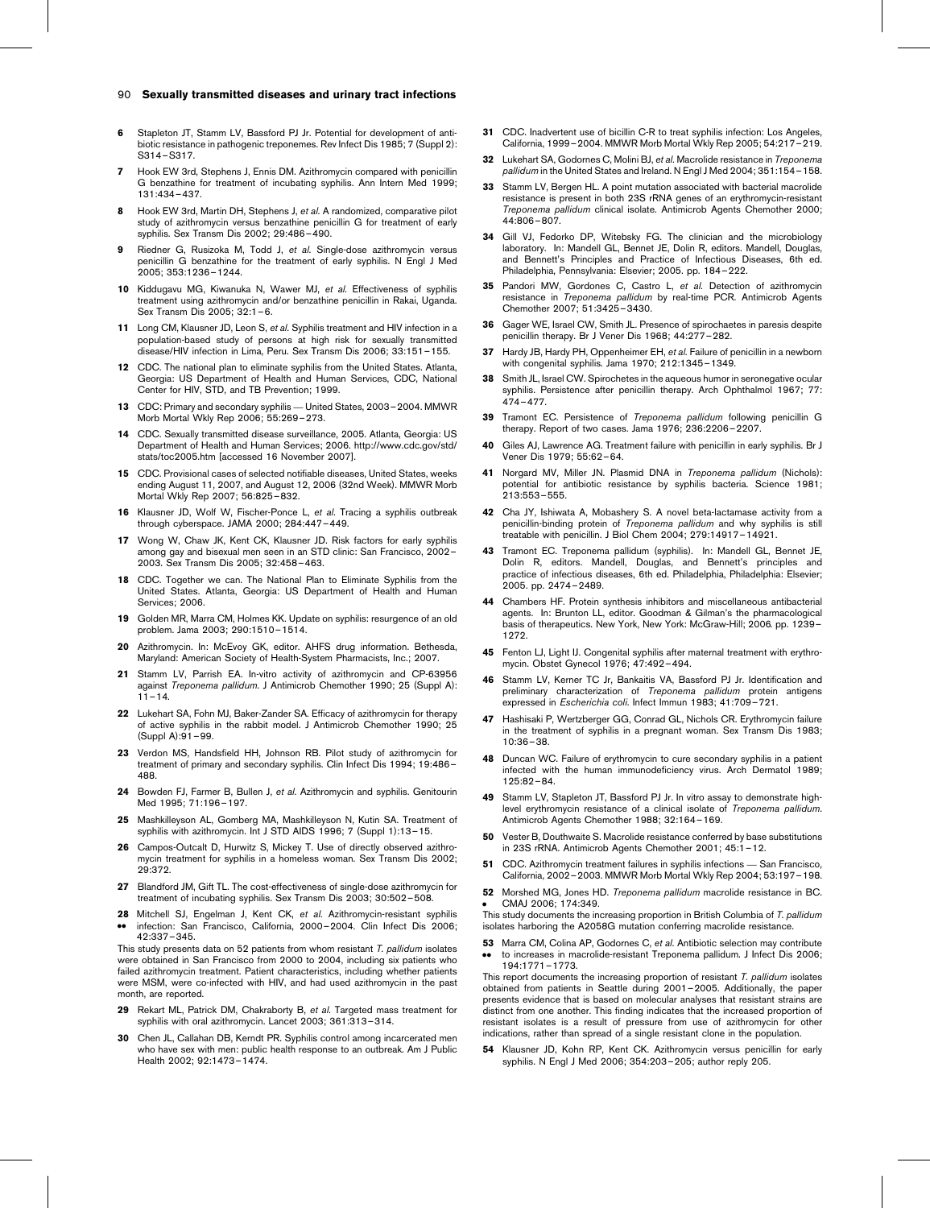6. Stapleton JT, Stamm LV, Bassford PJ Jr. Potential for development of antibiotic resistance in pathogenic treponemes. Rev Infect Dis 1985; 7 (Suppl 2): S314–S317.
7. Hook EW 3rd, Stephens J, Ennis DM. Azithromycin compared with penicillin G benzathine for treatment of incubating syphilis. Ann Intern Med 1999; 131:434–437.
8. Hook EW 3rd, Martin DH, Stephens J, *et al.* A randomized, comparative pilot study of azithromycin versus benzathine penicillin G for treatment of early syphilis. Sex Transm Dis 2002; 29:486–490.
9. Riedner G, Rusizoka M, Todd J, *et al.* Single-dose azithromycin versus penicillin G benzathine for the treatment of early syphilis. N Engl J Med 2005; 353:1236–1244.
10. Kiddugavu MG, Kiwanuka N, Wawer MJ, *et al.* Effectiveness of syphilis treatment using azithromycin and/or benzathine penicillin in Rakai, Uganda. Sex Transm Dis 2005; 32:1–6.
11. Long CM, Klausner JD, Leon S, *et al.* Syphilis treatment and HIV infection in a population-based study of persons at high risk for sexually transmitted disease/HIV infection in Lima, Peru. Sex Transm Dis 2006; 33:151–155.
12. CDC. The national plan to eliminate syphilis from the United States. Atlanta, Georgia: US Department of Health and Human Services, CDC, National Center for HIV, STD, and TB Prevention; 1999.
13. CDC: Primary and secondary syphilis — United States, 2003–2004. MMWR Morb Mortal Wkly Rep 2006; 55:269–273.
14. CDC. Sexually transmitted disease surveillance, 2005. Atlanta, Georgia: US Department of Health and Human Services; 2006. http://www.cdc.gov/std/stats/toc2005.htm [accessed 16 November 2007].
15. CDC. Provisional cases of selected notifiable diseases, United States, weeks ending August 11, 2007, and August 12, 2006 (32nd Week). MMWR Morb Mortal Wkly Rep 2007; 56:825–832.
16. Klausner JD, Wolf W, Fischer-Ponce L, *et al.* Tracing a syphilis outbreak through cyberspace. JAMA 2000; 284:447–449.
17. Wong W, Chaw JK, Kent CK, Klausner JD. Risk factors for early syphilis among gay and bisexual men seen in an STD clinic: San Francisco, 2002–2003. Sex Transm Dis 2005; 32:458–463.
18. CDC. Together we can. The National Plan to Eliminate Syphilis from the United States. Atlanta, Georgia: US Department of Health and Human Services; 2006.
19. Golden MR, Marra CM, Holmes KK. Update on syphilis: resurgence of an old problem. Jama 2003; 290:1510–1514.
20. Azithromycin. In: McEvoy GK, editor. AHFS drug information. Bethesda, Maryland: American Society of Health-System Pharmacists, Inc.; 2007.
21. Stamm LV, Parrish EA. In-vitro activity of azithromycin and CP-63956 against *Treponema pallidum*. J Antimicrob Chemother 1990; 25 (Suppl A): 11–14.
22. Lukehart SA, Fohn MJ, Baker-Zander SA. Efficacy of azithromycin for therapy of active syphilis in the rabbit model. J Antimicrob Chemother 1990; 25 (Suppl A):91–99.
23. Verdon MS, Handsfield HH, Johnson RB. Pilot study of azithromycin for treatment of primary and secondary syphilis. Clin Infect Dis 1994; 19:486–488.
24. Bowden FJ, Farmer B, Bullen J, *et al.* Azithromycin and syphilis. Genitourin Med 1995; 71:196–197.
25. Mashkilleyson AL, Gomberg MA, Mashkilleyson N, Kutin SA. Treatment of syphilis with azithromycin. Int J STD AIDS 1996; 7 (Suppl 1):13–15.
26. Campos-Outcalt D, Hurwitz S, Mickey T. Use of directly observed azithromycin treatment for syphilis in a homeless woman. Sex Transm Dis 2002; 29:372.
27. Blandford JM, Gift TL. The cost-effectiveness of single-dose azithromycin for treatment of incubating syphilis. Sex Transm Dis 2003; 30:502–508.
28. •• Mitchell SJ, Engelman J, Kent CK, *et al.* Azithromycin-resistant syphilis infection: San Francisco, California, 2000–2004. Clin Infect Dis 2006; 42:337–345.

This study presents data on 52 patients from whom resistant *T. pallidum* isolates were obtained in San Francisco from 2000 to 2004, including six patients who failed azithromycin treatment. Patient characteristics, including whether patients were MSM, were co-infected with HIV, and had used azithromycin in the past month, are reported.

29. Rekart ML, Patrick DM, Chakraborty B, *et al.* Targeted mass treatment for syphilis with oral azithromycin. Lancet 2003; 361:313–314.
30. Chen JL, Callahan DB, Kerndt PR. Syphilis control among incarcerated men who have sex with men: public health response to an outbreak. Am J Public Health 2002; 92:1473–1474.
31. CDC. Inadvertent use of bicillin C-R to treat syphilis infection: Los Angeles, California, 1999–2004. MMWR Morb Mortal Wkly Rep 2005; 54:217–219.
32. Lukehart SA, Godornes C, Molini BJ, *et al.* Macrolide resistance in *Treponema pallidum* in the United States and Ireland. N Engl J Med 2004; 351:154–158.
33. Stamm LV, Bergen HL. A point mutation associated with bacterial macrolide resistance is present in both 23S rRNA genes of an erythromycin-resistant *Treponema pallidum* clinical isolate. Antimicrob Agents Chemother 2000; 44:806–807.
34. Gill VJ, Fedorko DP, Witebsky FG. The clinician and the microbiology laboratory. In: Mandell GL, Bennet JE, Dolin R, editors. Mandell, Douglas, and Bennett's Principles and Practice of Infectious Diseases, 6th ed. Philadelphia, Pennsylvania: Elsevier; 2005. pp. 184–222.
35. Pandori MW, Gordones C, Castro L, *et al.* Detection of azithromycin resistance in *Treponema pallidum* by real-time PCR. Antimicrob Agents Chemother 2007; 51:3425–3430.
36. Gager WE, Israel CW, Smith JL. Presence of spirochaetes in paresis despite penicillin therapy. Br J Vener Dis 1968; 44:277–282.
37. Hardy JB, Hardy PH, Oppenheimer EH, *et al.* Failure of penicillin in a newborn with congenital syphilis. Jama 1970; 212:1345–1349.
38. Smith JL, Israel CW. Spirochetes in the aqueous humor in seronegative ocular syphilis. Persistence after penicillin therapy. Arch Ophthalmol 1967; 77: 474–477.
39. Tramont EC. Persistence of *Treponema pallidum* following penicillin G therapy. Report of two cases. Jama 1976; 236:2206–2207.
40. Giles AJ, Lawrence AG. Treatment failure with penicillin in early syphilis. Br J Vener Dis 1979; 55:62–64.
41. Norgard MV, Miller JN. Plasmid DNA in *Treponema pallidum* (Nichols): potential for antibiotic resistance by syphilis bacteria. Science 1981; 213:553–555.
42. Cha JY, Ishiwata A, Mobashery S. A novel beta-lactamase activity from a penicillin-binding protein of *Treponema pallidum* and why syphilis is still treatable with penicillin. J Biol Chem 2004; 279:14917–14921.
43. Tramont EC. Treponema pallidum (syphilis). In: Mandell GL, Bennet JE, Dolin R, editors. Mandell, Douglas, and Bennett's principles and practice of infectious diseases, 6th ed. Philadelphia, Philadelphia: Elsevier; 2005. pp. 2474–2489.
44. Chambers HF. Protein synthesis inhibitors and miscellaneous antibacterial agents. In: Brunton LL, editor. Goodman & Gilman's the pharmacological basis of therapeutics. New York, New York: McGraw-Hill; 2006. pp. 1239–1272.
45. Fenton LJ, Light IJ. Congenital syphilis after maternal treatment with erythromycin. Obstet Gynecol 1976; 47:492–494.
46. Stamm LV, Kerner TC Jr, Bankaitis VA, Bassford PJ Jr. Identification and preliminary characterization of *Treponema pallidum* protein antigens expressed in *Escherichia coli*. Infect Immun 1983; 41:709–721.
47. Hashisaki P, Wertzberger GG, Conrad GL, Nichols CR. Erythromycin failure in the treatment of syphilis in a pregnant woman. Sex Transm Dis 1983; 10:36–38.
48. Duncan WC. Failure of erythromycin to cure secondary syphilis in a patient infected with the human immunodeficiency virus. Arch Dermatol 1989; 125:82–84.
49. Stamm LV, Stapleton JT, Bassford PJ Jr. In vitro assay to demonstrate high-level erythromycin resistance of a clinical isolate of *Treponema pallidum*. Antimicrob Agents Chemother 1988; 32:164–169.
50. Vester B, Douthwaite S. Macrolide resistance conferred by base substitutions in 23S rRNA. Antimicrob Agents Chemother 2001; 45:1–12.
51. CDC. Azithromycin treatment failures in syphilis infections — San Francisco, California, 2002–2003. MMWR Morb Mortal Wkly Rep 2004; 53:197–198.
52. • Morshed MG, Jones HD. *Treponema pallidum* macrolide resistance in BC. CMAJ 2006; 174:349.

This study documents the increasing proportion in British Columbia of *T. pallidum* isolates harboring the A2058G mutation conferring macrolide resistance.

53. •• Marra CM, Colina AP, Godornes C, *et al.* Antibiotic selection may contribute to increases in macrolide-resistant Treponema pallidum. J Infect Dis 2006; 194:1771–1773.

This report documents the increasing proportion of resistant *T. pallidum* isolates obtained from patients in Seattle during 2001–2005. Additionally, the paper presents evidence that is based on molecular analyses that resistant strains are distinct from one another. This finding indicates that the increased proportion of resistant isolates is a result of pressure from use of azithromycin for other indications, rather than spread of a single resistant clone in the population.

54. Klausner JD, Kohn RP, Kent CK. Azithromycin versus penicillin for early syphilis. N Engl J Med 2006; 354:203–205; author reply 205.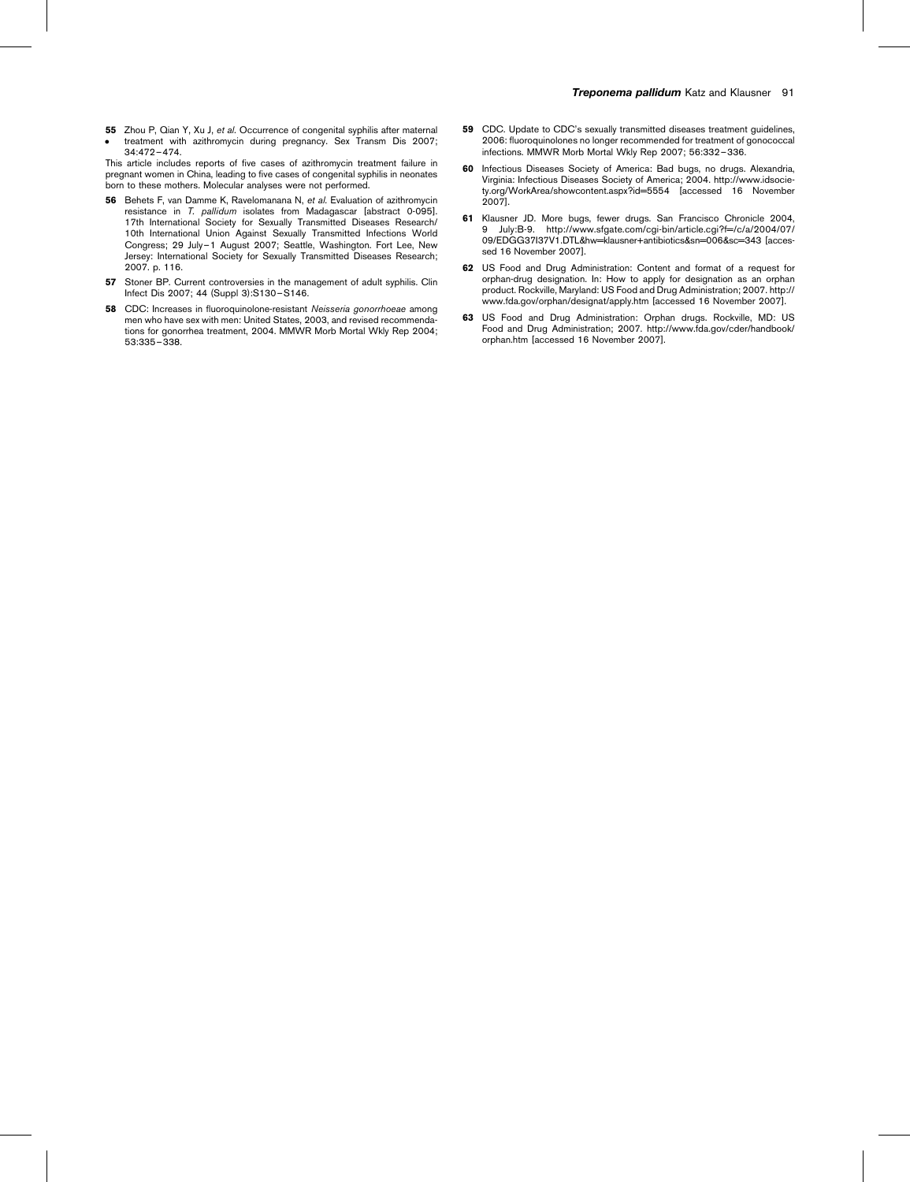**55** Zhou P, Qian Y, Xu J, *et al.* Occurrence of congenital syphilis after maternal • treatment with azithromycin during pregnancy. Sex Transm Dis 2007; 34:472–474.

This article includes reports of five cases of azithromycin treatment failure in pregnant women in China, leading to five cases of congenital syphilis in neonates born to these mothers. Molecular analyses were not performed.

**56** Behets F, van Damme K, Ravelomanana N, *et al.* Evaluation of azithromycin resistance in *T. pallidum* isolates from Madagascar [abstract 0-095]. 17th International Society for Sexually Transmitted Diseases Research/ 10th International Union Against Sexually Transmitted Infections World Congress; 29 July–1 August 2007; Seattle, Washington. Fort Lee, New Jersey: International Society for Sexually Transmitted Diseases Research; 2007. p. 116.

**57** Stoner BP. Current controversies in the management of adult syphilis. Clin Infect Dis 2007; 44 (Suppl 3):S130–S146.

**58** CDC: Increases in fluoroquinolone-resistant *Neisseria gonorrhoeae* among men who have sex with men: United States, 2003, and revised recommendations for gonorrhea treatment, 2004. MMWR Morb Mortal Wkly Rep 2004; 53:335–338.

**59** CDC. Update to CDC's sexually transmitted diseases treatment guidelines, 2006: fluoroquinolones no longer recommended for treatment of gonococcal infections. MMWR Morb Mortal Wkly Rep 2007; 56:332–336.

**60** Infectious Diseases Society of America: Bad bugs, no drugs. Alexandria, Virginia: Infectious Diseases Society of America; 2004. http://www.idsociety.org/WorkArea/showcontent.aspx?id=5554 [accessed 16 November 2007].

**61** Klausner JD. More bugs, fewer drugs. San Francisco Chronicle 2004, 9 July:B-9. http://www.sfgate.com/cgi-bin/article.cgi?f=/c/a/2004/07/09/EDGG37I37V1.DTL&hw=klausner+antibiotics&sn=006&sc=343 [accessed 16 November 2007].

**62** US Food and Drug Administration: Content and format of a request for orphan-drug designation. In: How to apply for designation as an orphan product. Rockville, Maryland: US Food and Drug Administration; 2007. http://www.fda.gov/orphan/designat/apply.htm [accessed 16 November 2007].

**63** US Food and Drug Administration: Orphan drugs. Rockville, MD: US Food and Drug Administration; 2007. http://www.fda.gov/cder/handbook/orphan.htm [accessed 16 November 2007].